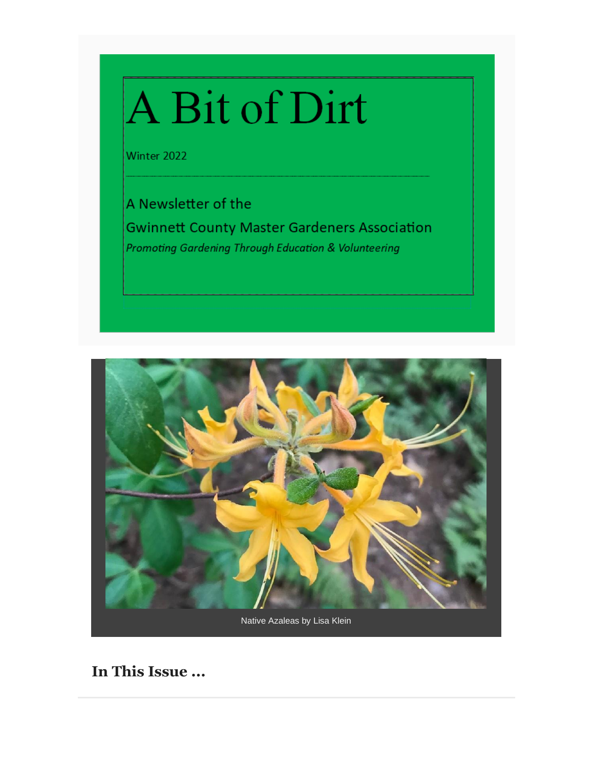# A Bit of Dirt

Winter 2022

A Newsletter of the

Gwinnett County Master Gardeners Association

*Promoting Gardening Through Education & Volunteering*

Native Azaleas by Lisa Klein

## In This Issue ...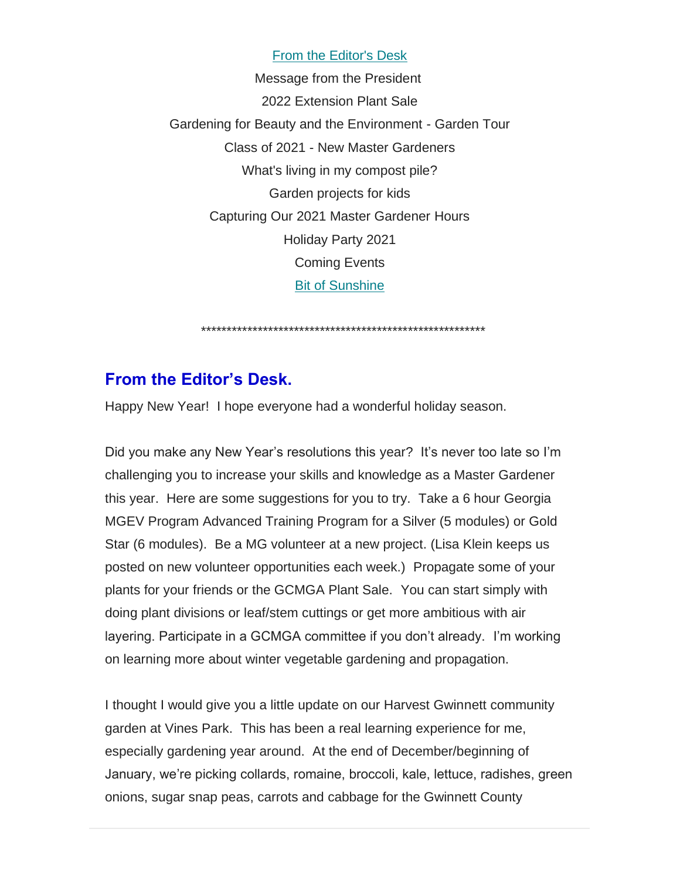From the Editor's Desk

Message from the President

2022 Extension Plant Sale

Gardening for Beauty and the Environment - Garden Tour

Class of 2021 - New Master Gardeners

What's living in my compost pile?

Garden projects for kids

Capturing Our 2021 Master Gardener Hours

Holiday Party 2021

Coming Events

Bit of Sunshine

*********************************************************

## From the Editor's Desk.

Happy New Year! I hope everyone had a wonderful holiday season.

Did you make any New Year's resolutions this year? It's never too late so I'm challenging you to increase your skills and knowledge as a Master Gardener this year. Here are some suggestions for you to try. Take a 6 hour Georgia MGEV Program Advanced Training Program for a Silver (5 modules) or Gold Star (6 modules). Be a MG volunteer at a new project. (Lisa Klein keeps us posted on new volunteer opportunities each week.) Propagate some of your plants for your friends or the GCMGA Plant Sale. You can start simply with doing plant divisions or leaf/stem cuttings or get more ambitious with air layering. Participate in a GCMGA committee if you don't already. I'm working on learning more about winter vegetable gardening and propagation.

I thought I would give you a little update on our Harvest Gwinnett community garden at Vines Park. This has been a real learning experience for me, especially gardening year around. At the end of December/beginning of January, we're picking collards, romaine, broccoli, kale, lettuce, radishes, green onions, sugar snap peas, carrots and cabbage for the Gwinnett County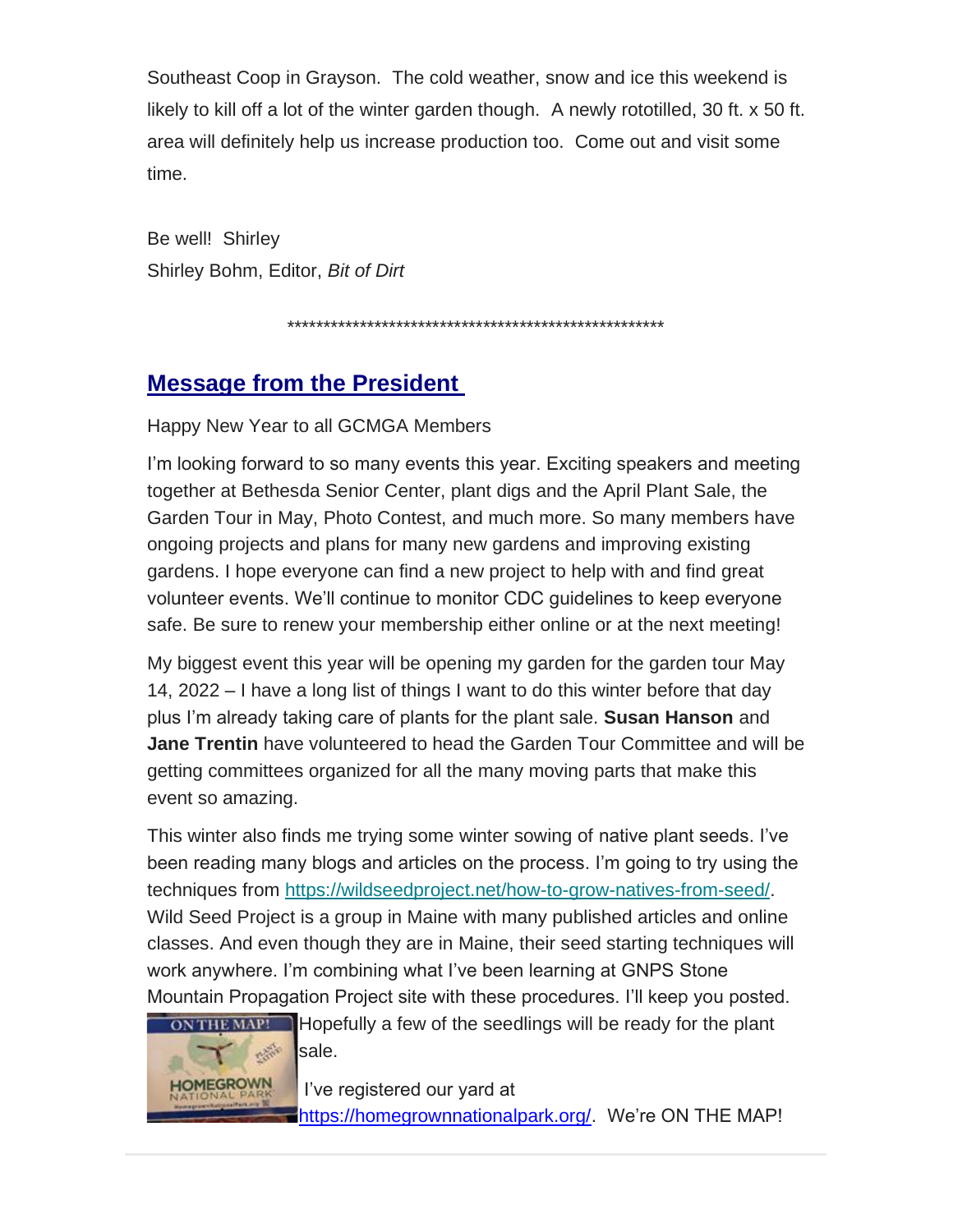Southeast Coop in Grayson. The cold weather, snow and ice this weekend is likely to kill off a lot of the winter garden though. A newly rototilled, 30 ft. x 50 ft. area will definitely help us increase production too. Come out and visit some time.

Be well! Shirley
Shirley Bohm, Editor, *Bit of Dirt*

*****************************************************

## Message from the President

Happy New Year to all GCMGA Members

I'm looking forward to so many events this year. Exciting speakers and meeting together at Bethesda Senior Center, plant digs and the April Plant Sale, the Garden Tour in May, Photo Contest, and much more. So many members have ongoing projects and plans for many new gardens and improving existing gardens. I hope everyone can find a new project to help with and find great volunteer events. We'll continue to monitor CDC guidelines to keep everyone safe. Be sure to renew your membership either online or at the next meeting!

My biggest event this year will be opening my garden for the garden tour May 14, 2022 – I have a long list of things I want to do this winter before that day plus I'm already taking care of plants for the plant sale. **Susan Hanson** and **Jane Trentin** have volunteered to head the Garden Tour Committee and will be getting committees organized for all the many moving parts that make this event so amazing.

This winter also finds me trying some winter sowing of native plant seeds. I've been reading many blogs and articles on the process. I'm going to try using the techniques from https://wildseedproject.net/how-to-grow-natives-from-seed/. Wild Seed Project is a group in Maine with many published articles and online classes. And even though they are in Maine, their seed starting techniques will work anywhere. I'm combining what I've been learning at GNPS Stone Mountain Propagation Project site with these procedures. I'll keep you posted. Hopefully a few of the seedlings will be ready for the plant sale.

I've registered our yard at https://homegrownnationalpark.org/. We're ON THE MAP!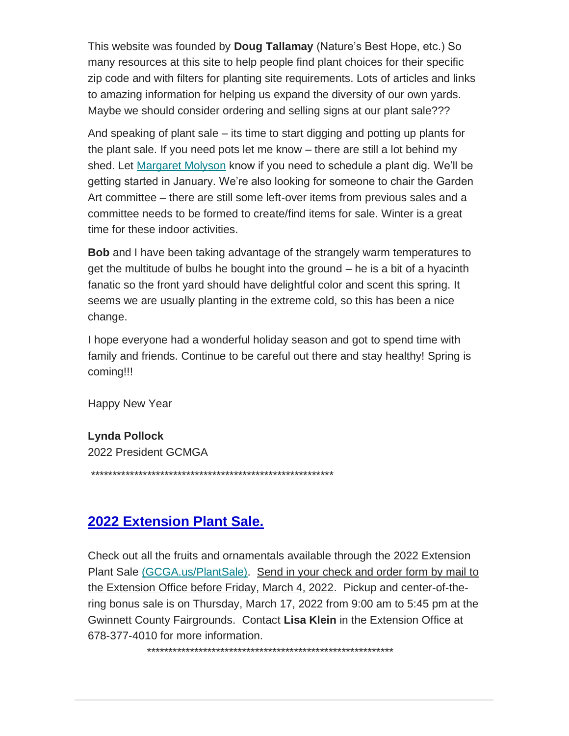This website was founded by **Doug Tallamay** (Nature's Best Hope, etc.) So many resources at this site to help people find plant choices for their specific zip code and with filters for planting site requirements. Lots of articles and links to amazing information for helping us expand the diversity of our own yards. Maybe we should consider ordering and selling signs at our plant sale???

And speaking of plant sale – its time to start digging and potting up plants for the plant sale. If you need pots let me know – there are still a lot behind my shed. Let Margaret Molyson know if you need to schedule a plant dig. We'll be getting started in January. We're also looking for someone to chair the Garden Art committee – there are still some left-over items from previous sales and a committee needs to be formed to create/find items for sale. Winter is a great time for these indoor activities.

**Bob** and I have been taking advantage of the strangely warm temperatures to get the multitude of bulbs he bought into the ground – he is a bit of a hyacinth fanatic so the front yard should have delightful color and scent this spring. It seems we are usually planting in the extreme cold, so this has been a nice change.

I hope everyone had a wonderful holiday season and got to spend time with family and friends. Continue to be careful out there and stay healthy! Spring is coming!!!

Happy New Year

**Lynda Pollock**
2022 President GCMGA

************************************************************

## 2022 Extension Plant Sale.

Check out all the fruits and ornamentals available through the 2022 Extension Plant Sale (GCGA.us/PlantSale). Send in your check and order form by mail to the Extension Office before Friday, March 4, 2022. Pickup and center-of-the-ring bonus sale is on Thursday, March 17, 2022 from 9:00 am to 5:45 pm at the Gwinnett County Fairgrounds. Contact **Lisa Klein** in the Extension Office at 678-377-4010 for more information.

************************************************************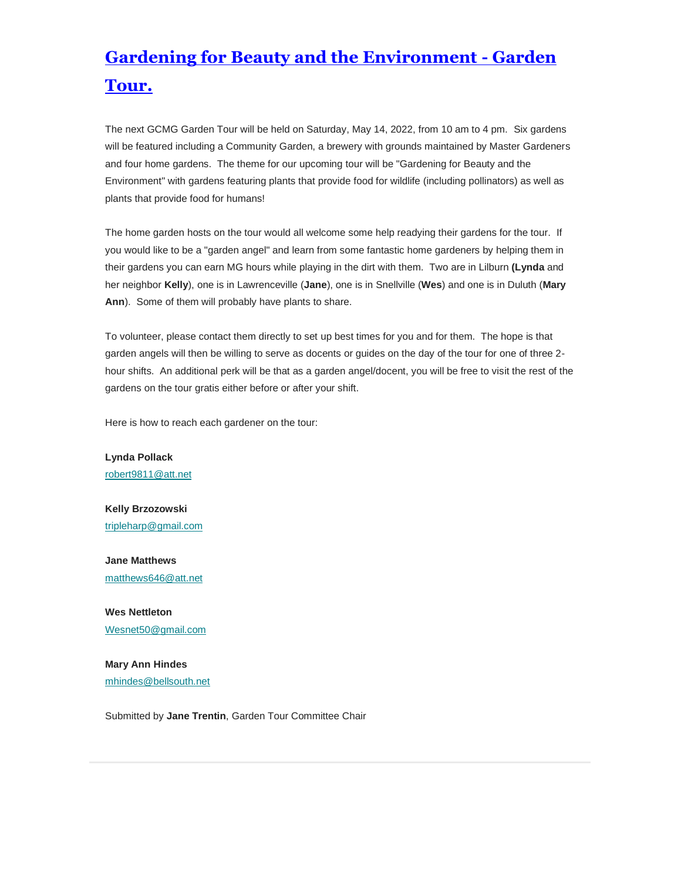# [Gardening for Beauty and the Environment - Garden Tour.]

The next GCMG Garden Tour will be held on Saturday, May 14, 2022, from 10 am to 4 pm.  Six gardens will be featured including a Community Garden, a brewery with grounds maintained by Master Gardeners and four home gardens.  The theme for our upcoming tour will be "Gardening for Beauty and the Environment" with gardens featuring plants that provide food for wildlife (including pollinators) as well as plants that provide food for humans!

The home garden hosts on the tour would all welcome some help readying their gardens for the tour.  If you would like to be a "garden angel" and learn from some fantastic home gardeners by helping them in their gardens you can earn MG hours while playing in the dirt with them.  Two are in Lilburn **(Lynda** and her neighbor **Kelly**), one is in Lawrenceville (**Jane**), one is in Snellville (**Wes**) and one is in Duluth (**Mary Ann**).  Some of them will probably have plants to share.

To volunteer, please contact them directly to set up best times for you and for them.  The hope is that garden angels will then be willing to serve as docents or guides on the day of the tour for one of three 2-hour shifts.  An additional perk will be that as a garden angel/docent, you will be free to visit the rest of the gardens on the tour gratis either before or after your shift.

Here is how to reach each gardener on the tour:

**Lynda Pollack**
robert9811@att.net

**Kelly Brzozowski**
tripleharp@gmail.com

**Jane Matthews**
matthews646@att.net

**Wes Nettleton**
Wesnet50@gmail.com

**Mary Ann Hindes**
mhindes@bellsouth.net

Submitted by **Jane Trentin**, Garden Tour Committee Chair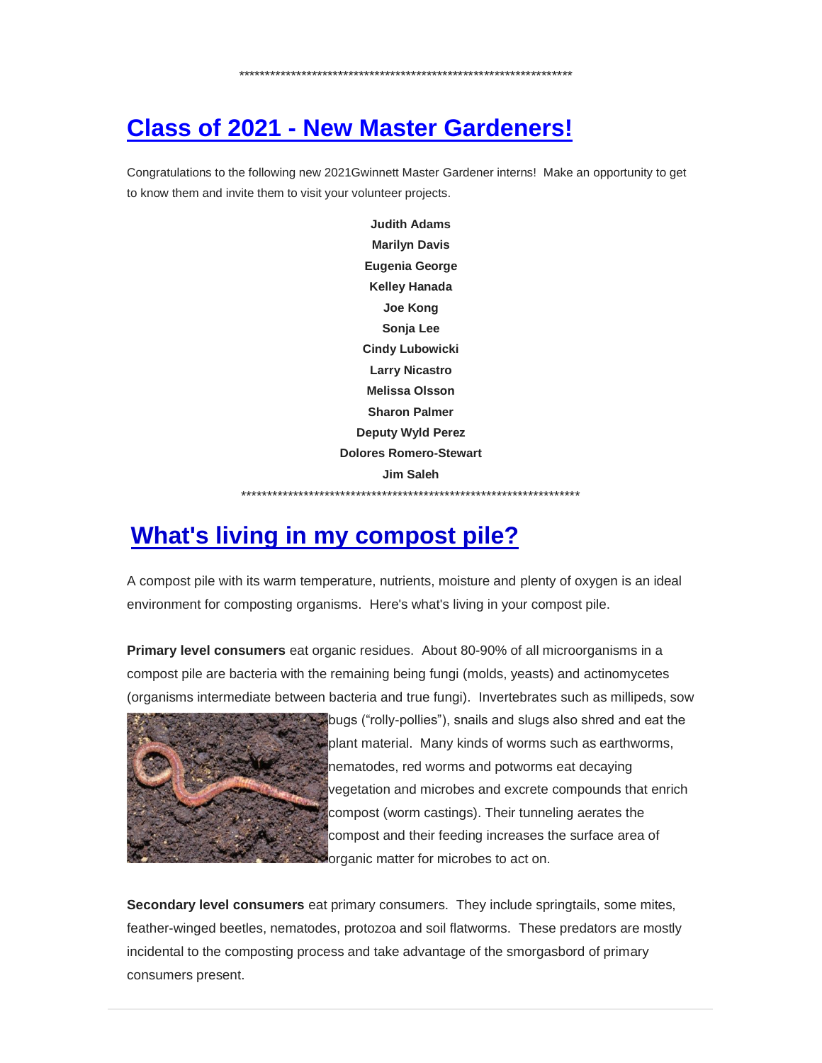\*\*\*\*\*\*\*\*\*\*\*\*\*\*\*\*\*\*\*\*\*\*\*\*\*\*\*\*\*\*\*\*\*\*\*\*\*\*\*\*\*\*\*\*\*\*\*\*\*\*\*\*\*\*\*\*\*\*\*\*\*\*\*\*\*

## Class of 2021 - New Master Gardeners!

Congratulations to the following new 2021Gwinnett Master Gardener interns! Make an opportunity to get to know them and invite them to visit your volunteer projects.

**Judith Adams**
**Marilyn Davis**
**Eugenia George**
**Kelley Hanada**
**Joe Kong**
**Sonja Lee**
**Cindy Lubowicki**
**Larry Nicastro**
**Melissa Olsson**
**Sharon Palmer**
**Deputy Wyld Perez**
**Dolores Romero-Stewart**
**Jim Saleh**

\*\*\*\*\*\*\*\*\*\*\*\*\*\*\*\*\*\*\*\*\*\*\*\*\*\*\*\*\*\*\*\*\*\*\*\*\*\*\*\*\*\*\*\*\*\*\*\*\*\*\*\*\*\*\*\*\*\*\*\*\*\*\*\*\*\*

## What's living in my compost pile?

A compost pile with its warm temperature, nutrients, moisture and plenty of oxygen is an ideal environment for composting organisms. Here's what's living in your compost pile.

**Primary level consumers** eat organic residues. About 80-90% of all microorganisms in a compost pile are bacteria with the remaining being fungi (molds, yeasts) and actinomycetes (organisms intermediate between bacteria and true fungi). Invertebrates such as millipeds, sow bugs ("rolly-pollies"), snails and slugs also shred and eat the plant material. Many kinds of worms such as earthworms, nematodes, red worms and potworms eat decaying vegetation and microbes and excrete compounds that enrich compost (worm castings). Their tunneling aerates the compost and their feeding increases the surface area of organic matter for microbes to act on.

**Secondary level consumers** eat primary consumers. They include springtails, some mites, feather-winged beetles, nematodes, protozoa and soil flatworms. These predators are mostly incidental to the composting process and take advantage of the smorgasbord of primary consumers present.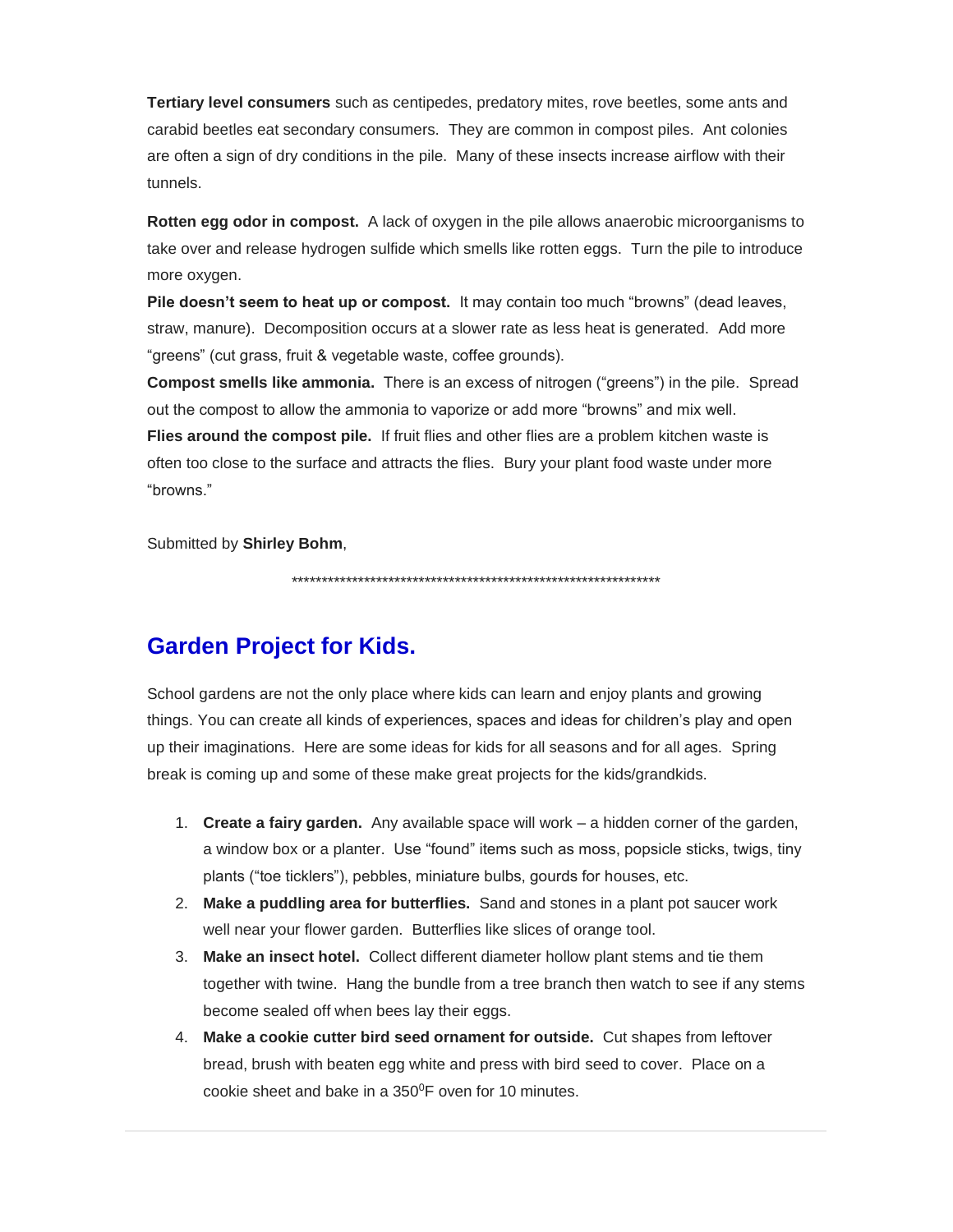**Tertiary level consumers** such as centipedes, predatory mites, rove beetles, some ants and carabid beetles eat secondary consumers. They are common in compost piles. Ant colonies are often a sign of dry conditions in the pile. Many of these insects increase airflow with their tunnels.

**Rotten egg odor in compost.** A lack of oxygen in the pile allows anaerobic microorganisms to take over and release hydrogen sulfide which smells like rotten eggs. Turn the pile to introduce more oxygen.

**Pile doesn't seem to heat up or compost.** It may contain too much "browns" (dead leaves, straw, manure). Decomposition occurs at a slower rate as less heat is generated. Add more "greens" (cut grass, fruit & vegetable waste, coffee grounds).

**Compost smells like ammonia.** There is an excess of nitrogen ("greens") in the pile. Spread out the compost to allow the ammonia to vaporize or add more "browns" and mix well.

**Flies around the compost pile.** If fruit flies and other flies are a problem kitchen waste is often too close to the surface and attracts the flies. Bury your plant food waste under more "browns."

Submitted by **Shirley Bohm**,

*************************************************************

## Garden Project for Kids.

School gardens are not the only place where kids can learn and enjoy plants and growing things. You can create all kinds of experiences, spaces and ideas for children's play and open up their imaginations. Here are some ideas for kids for all seasons and for all ages. Spring break is coming up and some of these make great projects for the kids/grandkids.

1. **Create a fairy garden.** Any available space will work – a hidden corner of the garden, a window box or a planter. Use "found" items such as moss, popsicle sticks, twigs, tiny plants ("toe ticklers"), pebbles, miniature bulbs, gourds for houses, etc.
2. **Make a puddling area for butterflies.** Sand and stones in a plant pot saucer work well near your flower garden. Butterflies like slices of orange tool.
3. **Make an insect hotel.** Collect different diameter hollow plant stems and tie them together with twine. Hang the bundle from a tree branch then watch to see if any stems become sealed off when bees lay their eggs.
4. **Make a cookie cutter bird seed ornament for outside.** Cut shapes from leftover bread, brush with beaten egg white and press with bird seed to cover. Place on a cookie sheet and bake in a 350$^0$F oven for 10 minutes.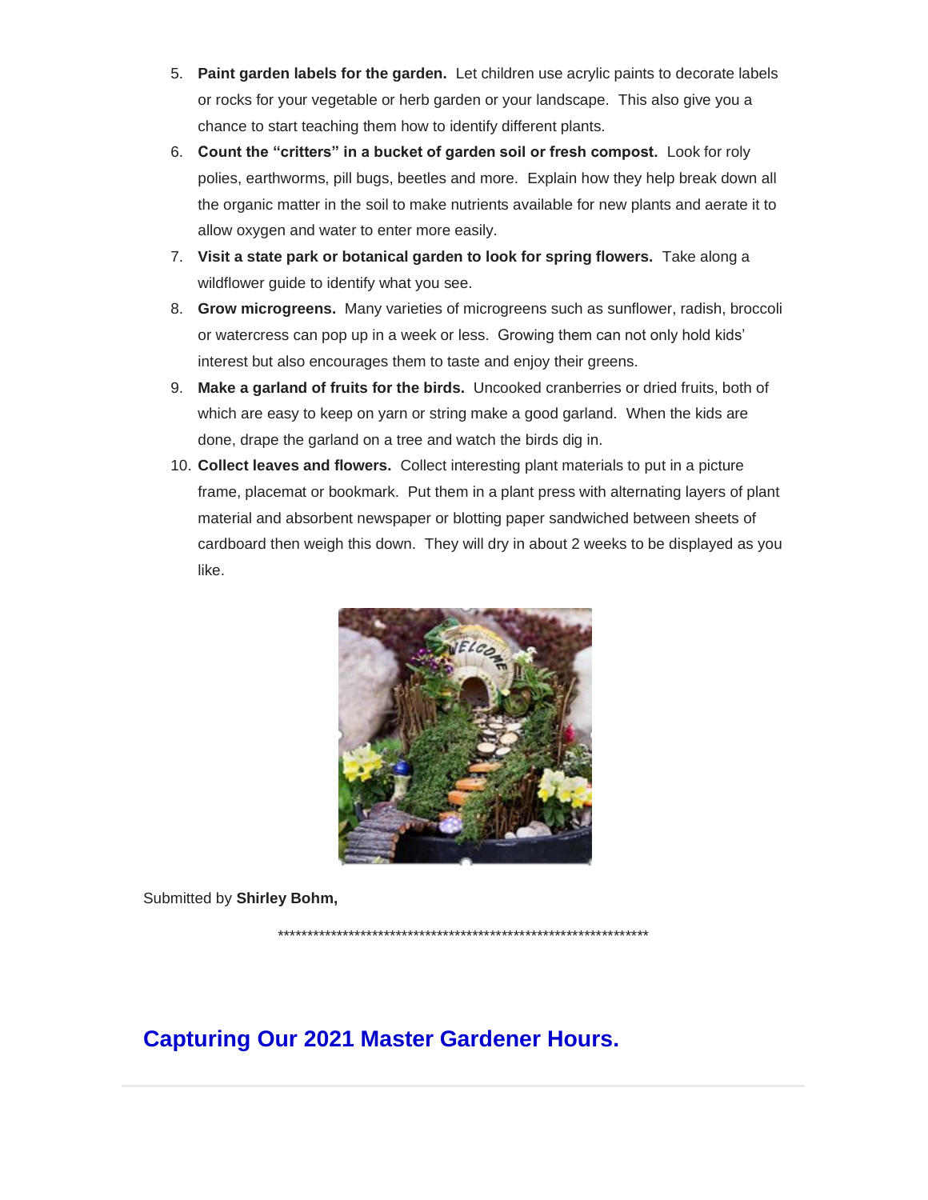5. **Paint garden labels for the garden.** Let children use acrylic paints to decorate labels or rocks for your vegetable or herb garden or your landscape. This also give you a chance to start teaching them how to identify different plants.
6. **Count the "critters" in a bucket of garden soil or fresh compost.** Look for roly polies, earthworms, pill bugs, beetles and more. Explain how they help break down all the organic matter in the soil to make nutrients available for new plants and aerate it to allow oxygen and water to enter more easily.
7. **Visit a state park or botanical garden to look for spring flowers.** Take along a wildflower guide to identify what you see.
8. **Grow microgreens.** Many varieties of microgreens such as sunflower, radish, broccoli or watercress can pop up in a week or less. Growing them can not only hold kids' interest but also encourages them to taste and enjoy their greens.
9. **Make a garland of fruits for the birds.** Uncooked cranberries or dried fruits, both of which are easy to keep on yarn or string make a good garland. When the kids are done, drape the garland on a tree and watch the birds dig in.
10. **Collect leaves and flowers.** Collect interesting plant materials to put in a picture frame, placemat or bookmark. Put them in a plant press with alternating layers of plant material and absorbent newspaper or blotting paper sandwiched between sheets of cardboard then weigh this down. They will dry in about 2 weeks to be displayed as you like.

Submitted by **Shirley Bohm,**

******************************************************************

## Capturing Our 2021 Master Gardener Hours.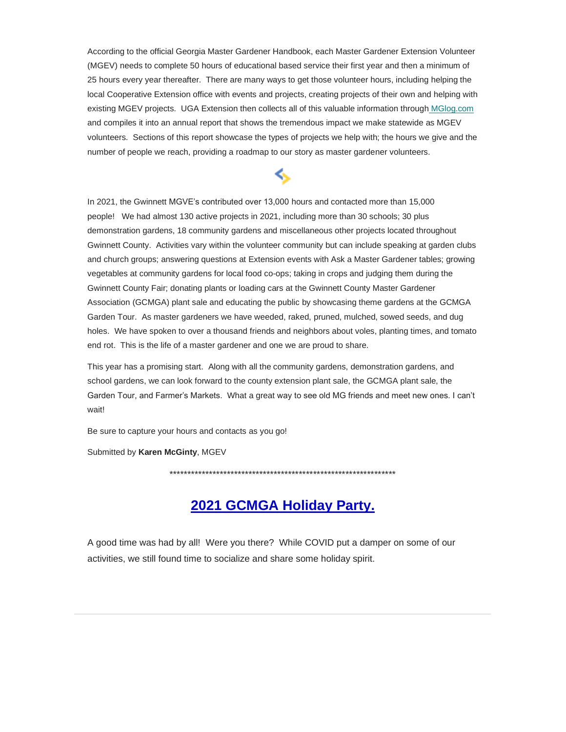According to the official Georgia Master Gardener Handbook, each Master Gardener Extension Volunteer (MGEV) needs to complete 50 hours of educational based service their first year and then a minimum of 25 hours every year thereafter. There are many ways to get those volunteer hours, including helping the local Cooperative Extension office with events and projects, creating projects of their own and helping with existing MGEV projects. UGA Extension then collects all of this valuable information through MGlog.com and compiles it into an annual report that shows the tremendous impact we make statewide as MGEV volunteers. Sections of this report showcase the types of projects we help with; the hours we give and the number of people we reach, providing a roadmap to our story as master gardener volunteers.

In 2021, the Gwinnett MGVE's contributed over 13,000 hours and contacted more than 15,000 people! We had almost 130 active projects in 2021, including more than 30 schools; 30 plus demonstration gardens, 18 community gardens and miscellaneous other projects located throughout Gwinnett County. Activities vary within the volunteer community but can include speaking at garden clubs and church groups; answering questions at Extension events with Ask a Master Gardener tables; growing vegetables at community gardens for local food co-ops; taking in crops and judging them during the Gwinnett County Fair; donating plants or loading cars at the Gwinnett County Master Gardener Association (GCMGA) plant sale and educating the public by showcasing theme gardens at the GCMGA Garden Tour. As master gardeners we have weeded, raked, pruned, mulched, sowed seeds, and dug holes. We have spoken to over a thousand friends and neighbors about voles, planting times, and tomato end rot. This is the life of a master gardener and one we are proud to share.

This year has a promising start. Along with all the community gardens, demonstration gardens, and school gardens, we can look forward to the county extension plant sale, the GCMGA plant sale, the Garden Tour, and Farmer's Markets. What a great way to see old MG friends and meet new ones. I can't wait!

Be sure to capture your hours and contacts as you go!

Submitted by **Karen McGinty**, MGEV

*****************************************************************

## 2021 GCMGA Holiday Party.

A good time was had by all! Were you there? While COVID put a damper on some of our activities, we still found time to socialize and share some holiday spirit.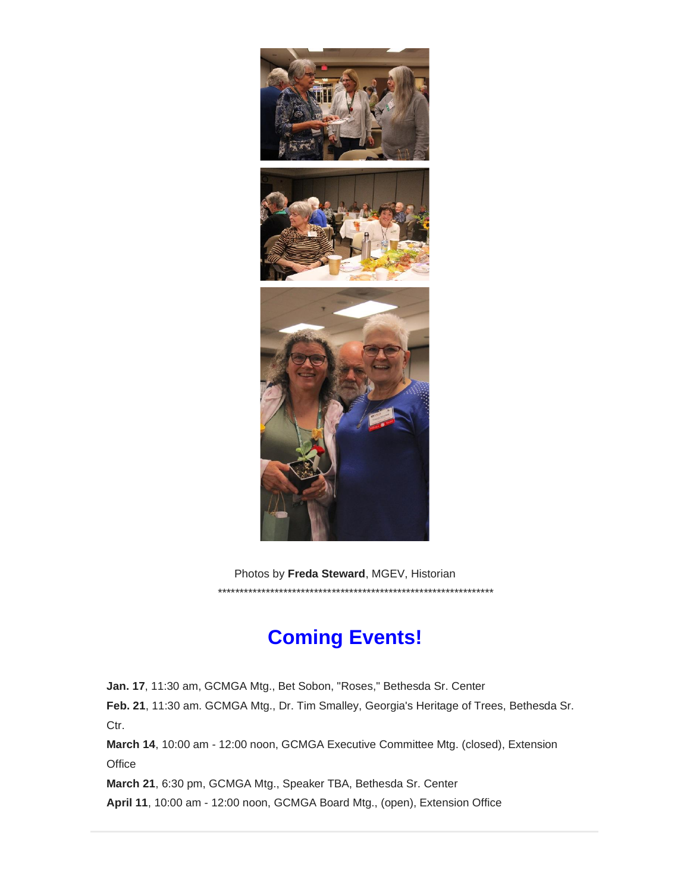Photos by **Freda Steward**, MGEV, Historian

*****************************************************************

## Coming Events!

**Jan. 17**, 11:30 am, GCMGA Mtg., Bet Sobon, "Roses," Bethesda Sr. Center

**Feb. 21**, 11:30 am. GCMGA Mtg., Dr. Tim Smalley, Georgia's Heritage of Trees, Bethesda Sr. Ctr.

**March 14**, 10:00 am - 12:00 noon, GCMGA Executive Committee Mtg. (closed), Extension Office

**March 21**, 6:30 pm, GCMGA Mtg., Speaker TBA, Bethesda Sr. Center

**April 11**, 10:00 am - 12:00 noon, GCMGA Board Mtg., (open), Extension Office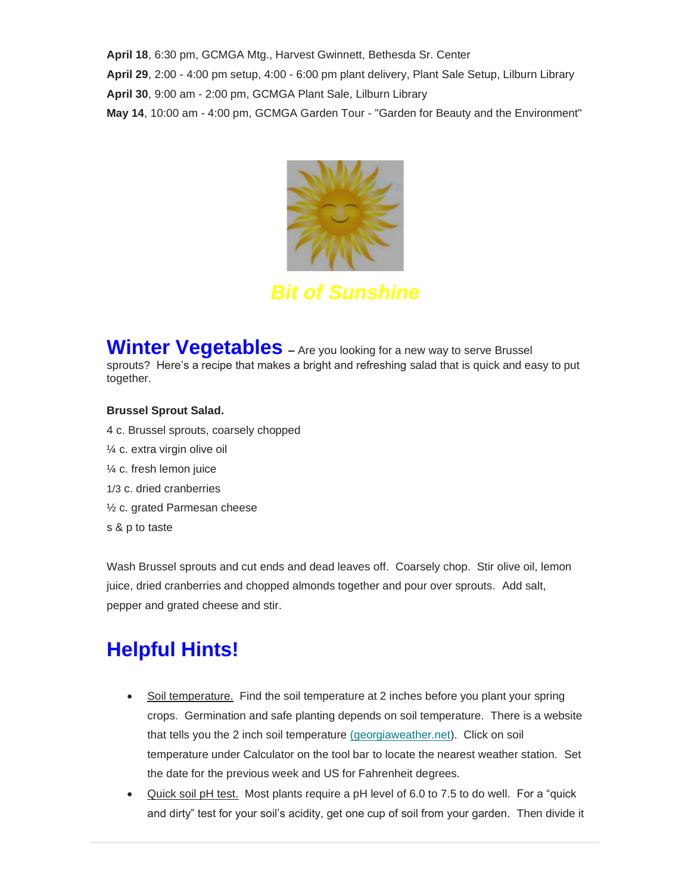**April 18**, 6:30 pm, GCMGA Mtg., Harvest Gwinnett, Bethesda Sr. Center

**April 29**, 2:00 - 4:00 pm setup, 4:00 - 6:00 pm plant delivery, Plant Sale Setup, Lilburn Library

**April 30**, 9:00 am - 2:00 pm, GCMGA Plant Sale, Lilburn Library

**May 14**, 10:00 am - 4:00 pm, GCMGA Garden Tour - "Garden for Beauty and the Environment"

***Bit of Sunshine***

## Winter Vegetables

**–** Are you looking for a new way to serve Brussel sprouts? Here's a recipe that makes a bright and refreshing salad that is quick and easy to put together.

**Brussel Sprout Salad.**

4 c. Brussel sprouts, coarsely chopped

¼ c. extra virgin olive oil

¼ c. fresh lemon juice

1/3 c. dried cranberries

½ c. grated Parmesan cheese

s & p to taste

Wash Brussel sprouts and cut ends and dead leaves off. Coarsely chop. Stir olive oil, lemon juice, dried cranberries and chopped almonds together and pour over sprouts. Add salt, pepper and grated cheese and stir.

## Helpful Hints!

- Soil temperature. Find the soil temperature at 2 inches before you plant your spring crops. Germination and safe planting depends on soil temperature. There is a website that tells you the 2 inch soil temperature (georgiaweather.net). Click on soil temperature under Calculator on the tool bar to locate the nearest weather station. Set the date for the previous week and US for Fahrenheit degrees.
- Quick soil pH test. Most plants require a pH level of 6.0 to 7.5 to do well. For a "quick and dirty" test for your soil's acidity, get one cup of soil from your garden. Then divide it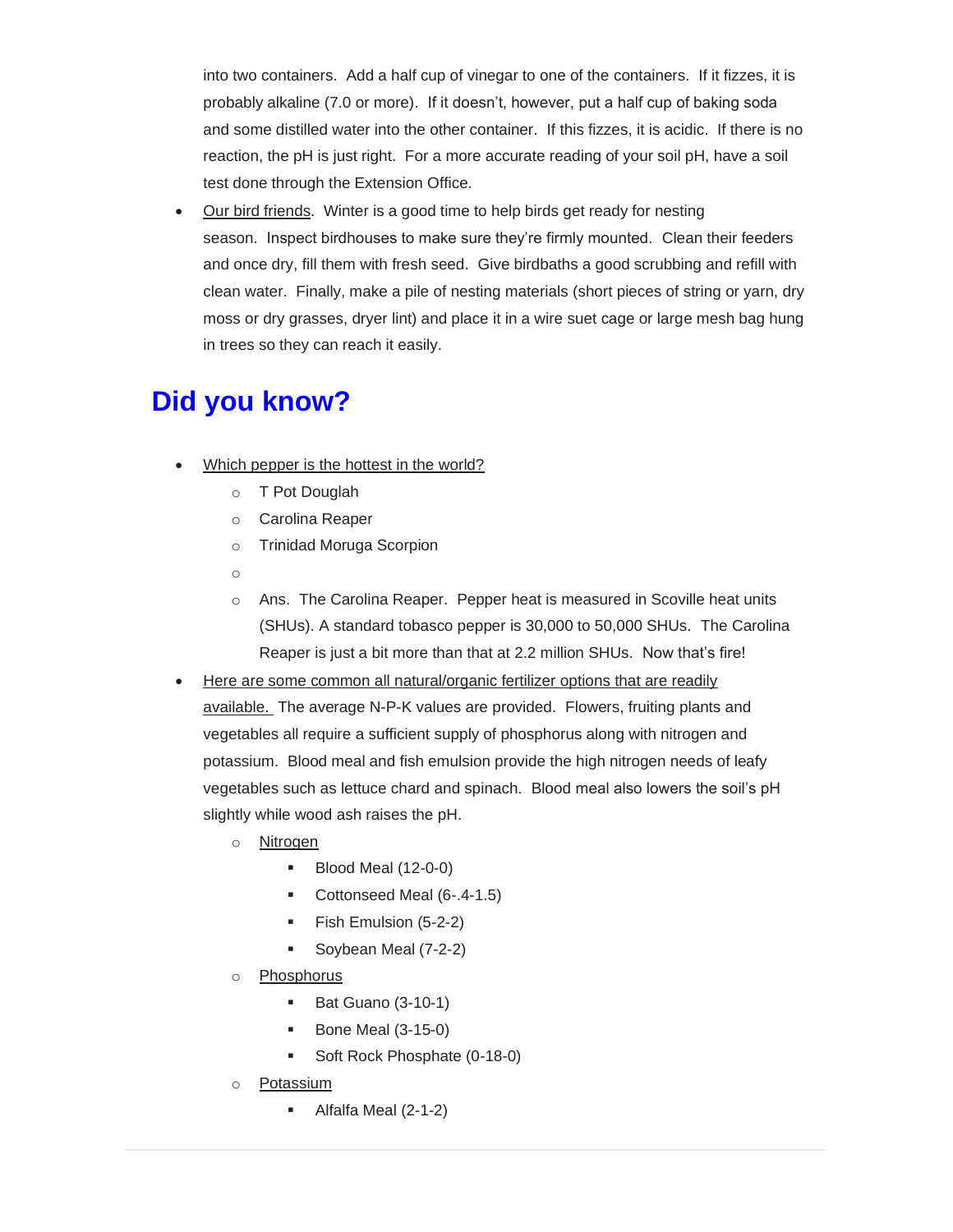into two containers. Add a half cup of vinegar to one of the containers. If it fizzes, it is probably alkaline (7.0 or more). If it doesn't, however, put a half cup of baking soda and some distilled water into the other container. If this fizzes, it is acidic. If there is no reaction, the pH is just right. For a more accurate reading of your soil pH, have a soil test done through the Extension Office.

- Our bird friends. Winter is a good time to help birds get ready for nesting season. Inspect birdhouses to make sure they're firmly mounted. Clean their feeders and once dry, fill them with fresh seed. Give birdbaths a good scrubbing and refill with clean water. Finally, make a pile of nesting materials (short pieces of string or yarn, dry moss or dry grasses, dryer lint) and place it in a wire suet cage or large mesh bag hung in trees so they can reach it easily.

# Did you know?

- Which pepper is the hottest in the world?
    - T Pot Douglah
    - Carolina Reaper
    - Trinidad Moruga Scorpion
    - 
    - Ans. The Carolina Reaper. Pepper heat is measured in Scoville heat units (SHUs). A standard tobasco pepper is 30,000 to 50,000 SHUs. The Carolina Reaper is just a bit more than that at 2.2 million SHUs. Now that's fire!
- Here are some common all natural/organic fertilizer options that are readily available. The average N-P-K values are provided. Flowers, fruiting plants and vegetables all require a sufficient supply of phosphorus along with nitrogen and potassium. Blood meal and fish emulsion provide the high nitrogen needs of leafy vegetables such as lettuce chard and spinach. Blood meal also lowers the soil's pH slightly while wood ash raises the pH.
    - Nitrogen
        - Blood Meal (12-0-0)
        - Cottonseed Meal (6-.4-1.5)
        - Fish Emulsion (5-2-2)
        - Soybean Meal (7-2-2)
    - Phosphorus
        - Bat Guano (3-10-1)
        - Bone Meal (3-15-0)
        - Soft Rock Phosphate (0-18-0)
    - Potassium
        - Alfalfa Meal (2-1-2)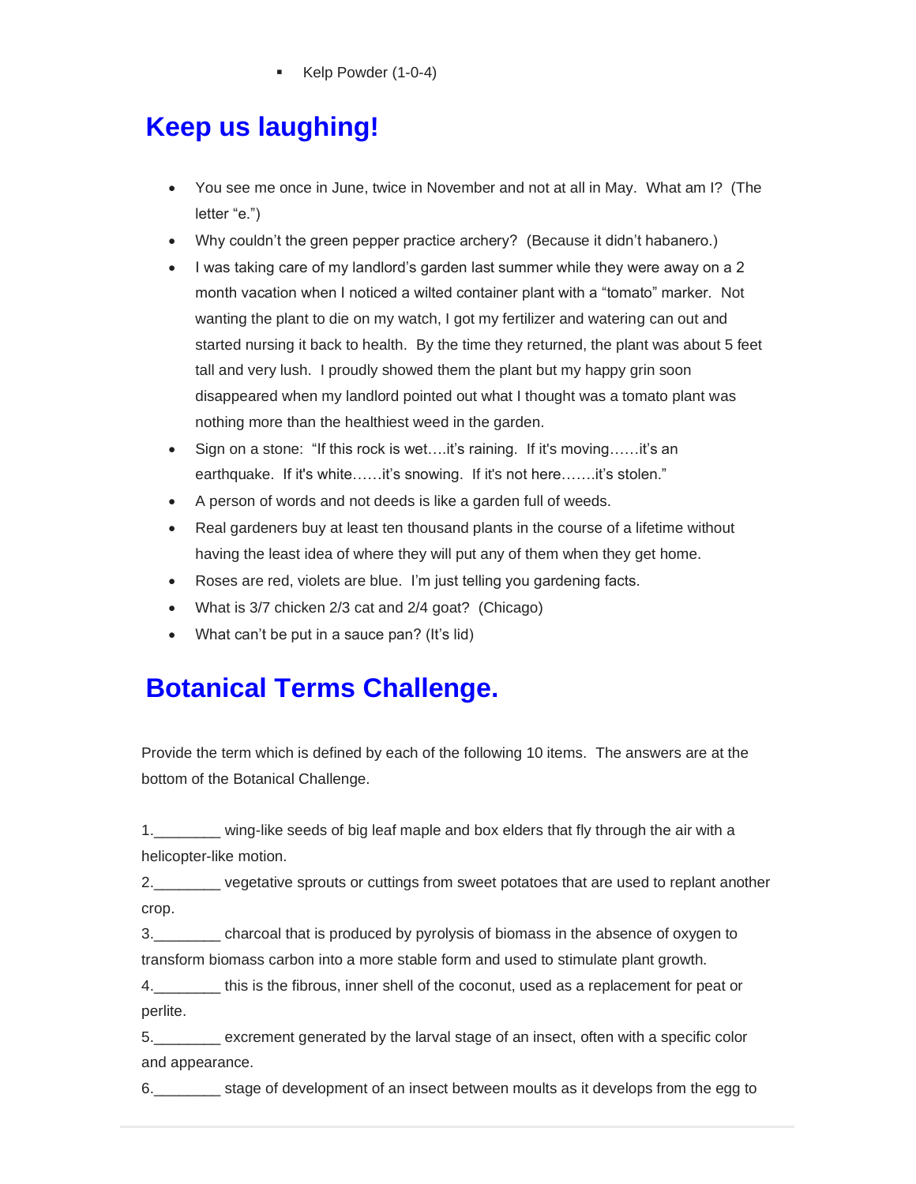- Kelp Powder (1-0-4)

## Keep us laughing!

- You see me once in June, twice in November and not at all in May. What am I? (The letter "e.")
- Why couldn't the green pepper practice archery? (Because it didn't habanero.)
- I was taking care of my landlord's garden last summer while they were away on a 2 month vacation when I noticed a wilted container plant with a "tomato" marker. Not wanting the plant to die on my watch, I got my fertilizer and watering can out and started nursing it back to health. By the time they returned, the plant was about 5 feet tall and very lush. I proudly showed them the plant but my happy grin soon disappeared when my landlord pointed out what I thought was a tomato plant was nothing more than the healthiest weed in the garden.
- Sign on a stone: "If this rock is wet….it's raining. If it's moving……it's an earthquake. If it's white……it's snowing. If it's not here…….it's stolen."
- A person of words and not deeds is like a garden full of weeds.
- Real gardeners buy at least ten thousand plants in the course of a lifetime without having the least idea of where they will put any of them when they get home.
- Roses are red, violets are blue. I'm just telling you gardening facts.
- What is 3/7 chicken 2/3 cat and 2/4 goat? (Chicago)
- What can't be put in a sauce pan? (It's lid)

## Botanical Terms Challenge.

Provide the term which is defined by each of the following 10 items. The answers are at the bottom of the Botanical Challenge.

1.________ wing-like seeds of big leaf maple and box elders that fly through the air with a helicopter-like motion.

2.________ vegetative sprouts or cuttings from sweet potatoes that are used to replant another crop.

3.________ charcoal that is produced by pyrolysis of biomass in the absence of oxygen to transform biomass carbon into a more stable form and used to stimulate plant growth.

4.________ this is the fibrous, inner shell of the coconut, used as a replacement for peat or perlite.

5.________ excrement generated by the larval stage of an insect, often with a specific color and appearance.

6.________ stage of development of an insect between moults as it develops from the egg to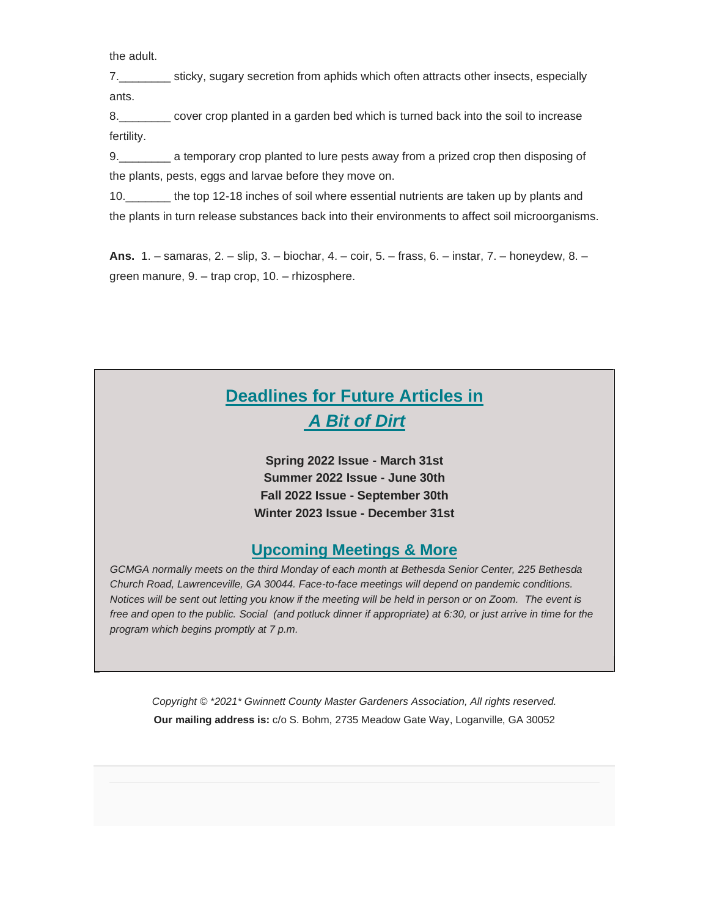the adult.

7.________ sticky, sugary secretion from aphids which often attracts other insects, especially ants.

8.________ cover crop planted in a garden bed which is turned back into the soil to increase fertility.

9.________ a temporary crop planted to lure pests away from a prized crop then disposing of the plants, pests, eggs and larvae before they move on.

10._______ the top 12-18 inches of soil where essential nutrients are taken up by plants and the plants in turn release substances back into their environments to affect soil microorganisms.

**Ans.** 1. – samaras, 2. – slip, 3. – biochar, 4. – coir, 5. – frass, 6. – instar, 7. – honeydew, 8. – green manure, 9. – trap crop, 10. – rhizosphere.

## Deadlines for Future Articles in *A Bit of Dirt*

**Spring 2022 Issue - March 31st**
**Summer 2022 Issue - June 30th**
**Fall 2022 Issue - September 30th**
**Winter 2023 Issue - December 31st**

## Upcoming Meetings & More

*GCMGA normally meets on the third Monday of each month at Bethesda Senior Center, 225 Bethesda Church Road, Lawrenceville, GA 30044. Face-to-face meetings will depend on pandemic conditions. Notices will be sent out letting you know if the meeting will be held in person or on Zoom. The event is free and open to the public. Social (and potluck dinner if appropriate) at 6:30, or just arrive in time for the program which begins promptly at 7 p.m.*

*Copyright © *2021* Gwinnett County Master Gardeners Association, All rights reserved.*
**Our mailing address is:** c/o S. Bohm, 2735 Meadow Gate Way, Loganville, GA 30052